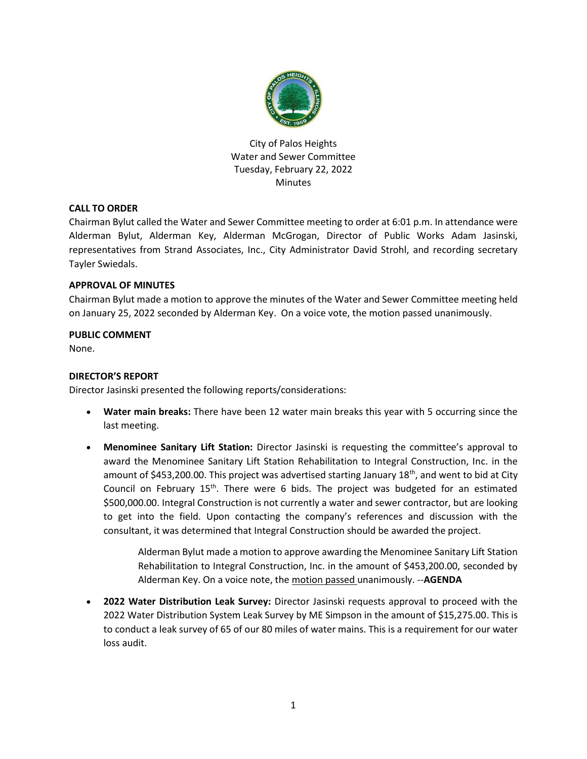City of Palos Heights
Water and Sewer Committee
Tuesday, February 22, 2022
Minutes

**CALL TO ORDER**

Chairman Bylut called the Water and Sewer Committee meeting to order at 6:01 p.m. In attendance were Alderman Bylut, Alderman Key, Alderman McGrogan, Director of Public Works Adam Jasinski, representatives from Strand Associates, Inc., City Administrator David Strohl, and recording secretary Tayler Swiedals.

**APPROVAL OF MINUTES**

Chairman Bylut made a motion to approve the minutes of the Water and Sewer Committee meeting held on January 25, 2022 seconded by Alderman Key. On a voice vote, the motion passed unanimously.

**PUBLIC COMMENT**

None.

**DIRECTOR'S REPORT**

Director Jasinski presented the following reports/considerations:

- **Water main breaks:** There have been 12 water main breaks this year with 5 occurring since the last meeting.
- **Menominee Sanitary Lift Station:** Director Jasinski is requesting the committee's approval to award the Menominee Sanitary Lift Station Rehabilitation to Integral Construction, Inc. in the amount of $453,200.00. This project was advertised starting January 18th, and went to bid at City Council on February 15th. There were 6 bids. The project was budgeted for an estimated $500,000.00. Integral Construction is not currently a water and sewer contractor, but are looking to get into the field. Upon contacting the company's references and discussion with the consultant, it was determined that Integral Construction should be awarded the project.

    Alderman Bylut made a motion to approve awarding the Menominee Sanitary Lift Station Rehabilitation to Integral Construction, Inc. in the amount of $453,200.00, seconded by Alderman Key. On a voice note, the motion passed unanimously. --**AGENDA**

- **2022 Water Distribution Leak Survey:** Director Jasinski requests approval to proceed with the 2022 Water Distribution System Leak Survey by ME Simpson in the amount of $15,275.00. This is to conduct a leak survey of 65 of our 80 miles of water mains. This is a requirement for our water loss audit.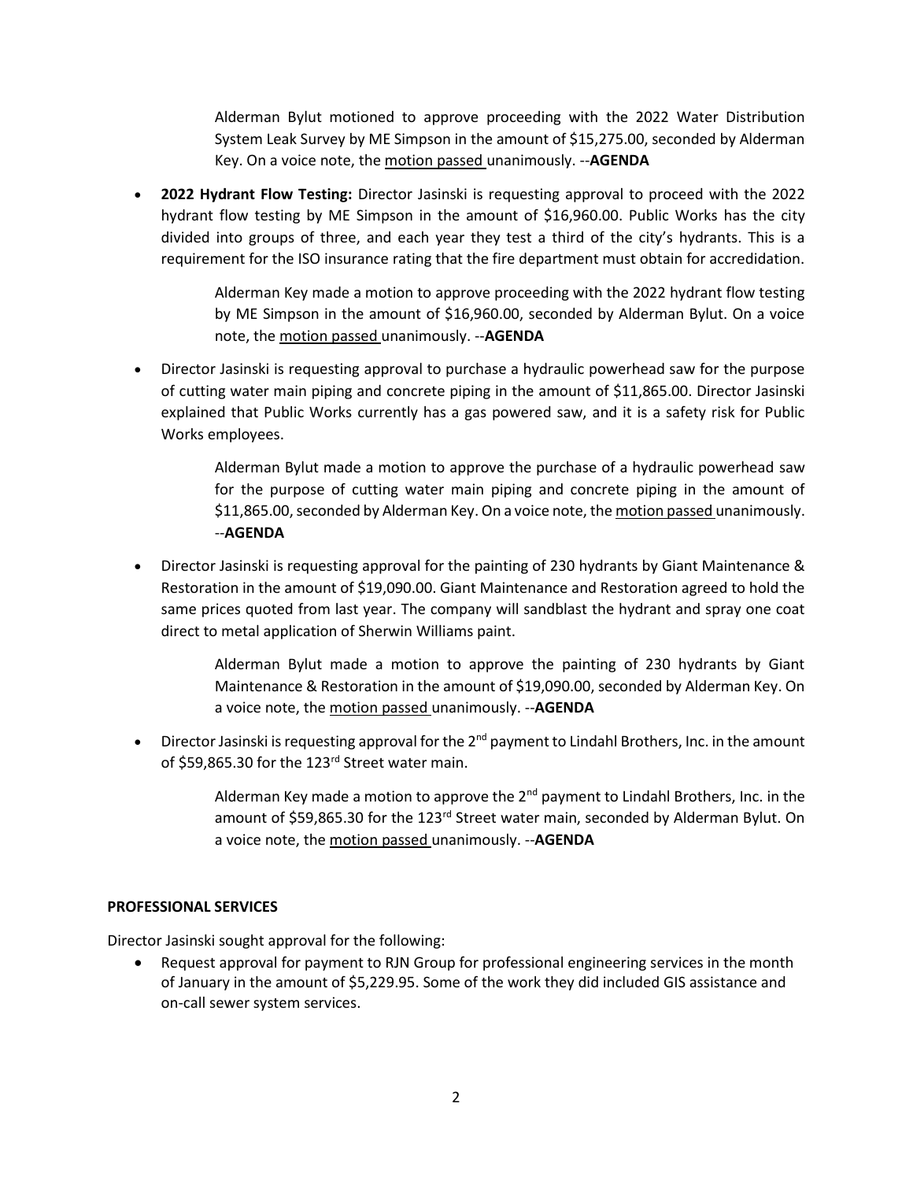> Alderman Bylut motioned to approve proceeding with the 2022 Water Distribution System Leak Survey by ME Simpson in the amount of $15,275.00, seconded by Alderman Key. On a voice note, the motion passed unanimously. --**AGENDA**

- **2022 Hydrant Flow Testing:** Director Jasinski is requesting approval to proceed with the 2022 hydrant flow testing by ME Simpson in the amount of $16,960.00. Public Works has the city divided into groups of three, and each year they test a third of the city's hydrants. This is a requirement for the ISO insurance rating that the fire department must obtain for accreditation.

  > Alderman Key made a motion to approve proceeding with the 2022 hydrant flow testing by ME Simpson in the amount of $16,960.00, seconded by Alderman Bylut. On a voice note, the motion passed unanimously. --**AGENDA**

- Director Jasinski is requesting approval to purchase a hydraulic powerhead saw for the purpose of cutting water main piping and concrete piping in the amount of $11,865.00. Director Jasinski explained that Public Works currently has a gas powered saw, and it is a safety risk for Public Works employees.

  > Alderman Bylut made a motion to approve the purchase of a hydraulic powerhead saw for the purpose of cutting water main piping and concrete piping in the amount of $11,865.00, seconded by Alderman Key. On a voice note, the motion passed unanimously. --**AGENDA**

- Director Jasinski is requesting approval for the painting of 230 hydrants by Giant Maintenance & Restoration in the amount of $19,090.00. Giant Maintenance and Restoration agreed to hold the same prices quoted from last year. The company will sandblast the hydrant and spray one coat direct to metal application of Sherwin Williams paint.

  > Alderman Bylut made a motion to approve the painting of 230 hydrants by Giant Maintenance & Restoration in the amount of $19,090.00, seconded by Alderman Key. On a voice note, the motion passed unanimously. --**AGENDA**

- Director Jasinski is requesting approval for the 2nd payment to Lindahl Brothers, Inc. in the amount of $59,865.30 for the 123rd Street water main.

  > Alderman Key made a motion to approve the 2nd payment to Lindahl Brothers, Inc. in the amount of $59,865.30 for the 123rd Street water main, seconded by Alderman Bylut. On a voice note, the motion passed unanimously. --**AGENDA**

**PROFESSIONAL SERVICES**

Director Jasinski sought approval for the following:

- Request approval for payment to RJN Group for professional engineering services in the month of January in the amount of $5,229.95. Some of the work they did included GIS assistance and on-call sewer system services.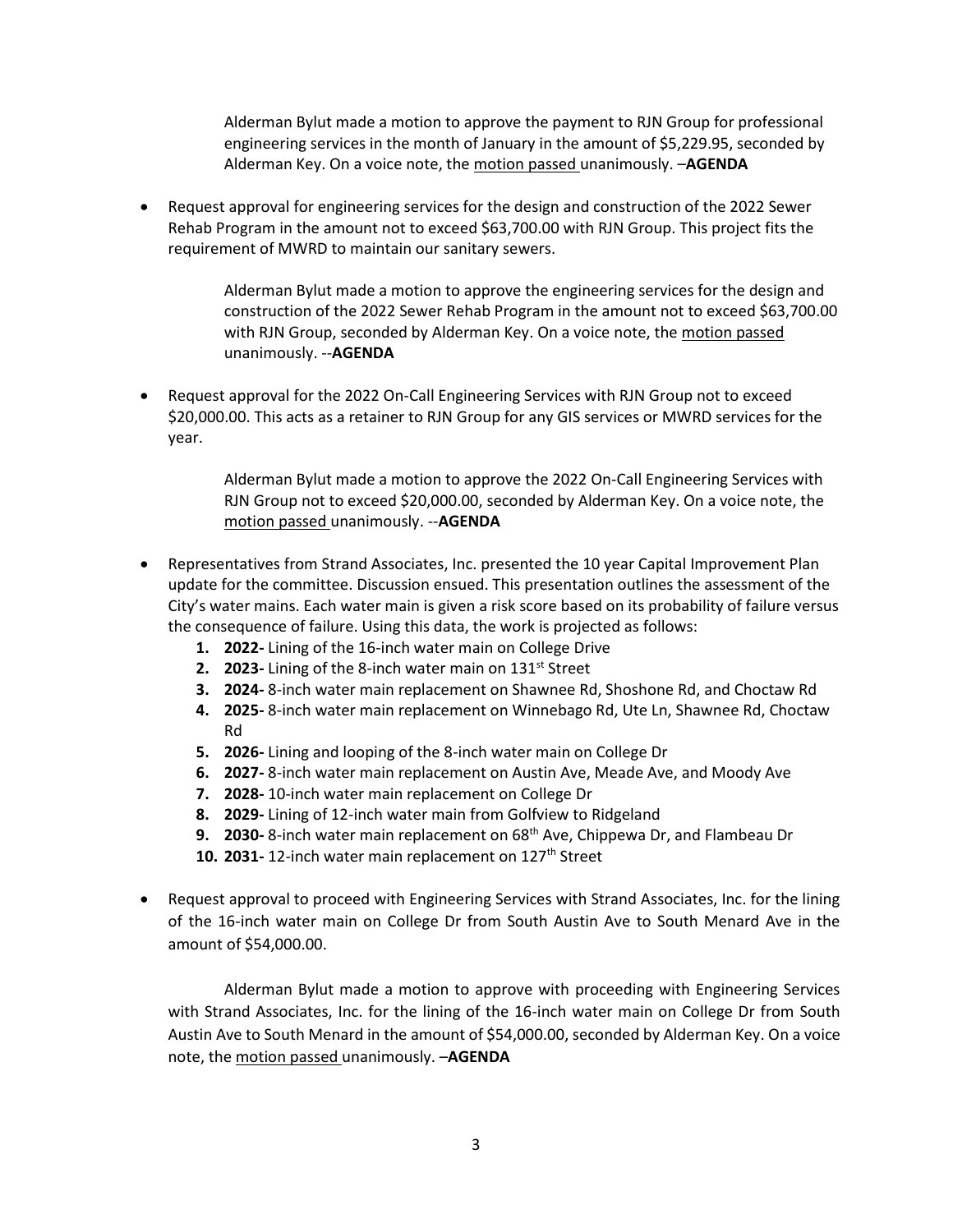Alderman Bylut made a motion to approve the payment to RJN Group for professional engineering services in the month of January in the amount of $5,229.95, seconded by Alderman Key. On a voice note, the motion passed unanimously. –**AGENDA**

- Request approval for engineering services for the design and construction of the 2022 Sewer Rehab Program in the amount not to exceed $63,700.00 with RJN Group. This project fits the requirement of MWRD to maintain our sanitary sewers.

  Alderman Bylut made a motion to approve the engineering services for the design and construction of the 2022 Sewer Rehab Program in the amount not to exceed $63,700.00 with RJN Group, seconded by Alderman Key. On a voice note, the motion passed unanimously. --**AGENDA**

- Request approval for the 2022 On-Call Engineering Services with RJN Group not to exceed $20,000.00. This acts as a retainer to RJN Group for any GIS services or MWRD services for the year.

  Alderman Bylut made a motion to approve the 2022 On-Call Engineering Services with RJN Group not to exceed $20,000.00, seconded by Alderman Key. On a voice note, the motion passed unanimously. --**AGENDA**

- Representatives from Strand Associates, Inc. presented the 10 year Capital Improvement Plan update for the committee. Discussion ensued. This presentation outlines the assessment of the City's water mains. Each water main is given a risk score based on its probability of failure versus the consequence of failure. Using this data, the work is projected as follows:
  1. **2022-** Lining of the 16-inch water main on College Drive
  2. **2023-** Lining of the 8-inch water main on 131st Street
  3. **2024-** 8-inch water main replacement on Shawnee Rd, Shoshone Rd, and Choctaw Rd
  4. **2025-** 8-inch water main replacement on Winnebago Rd, Ute Ln, Shawnee Rd, Choctaw Rd
  5. **2026-** Lining and looping of the 8-inch water main on College Dr
  6. **2027-** 8-inch water main replacement on Austin Ave, Meade Ave, and Moody Ave
  7. **2028-** 10-inch water main replacement on College Dr
  8. **2029-** Lining of 12-inch water main from Golfview to Ridgeland
  9. **2030-** 8-inch water main replacement on 68th Ave, Chippewa Dr, and Flambeau Dr
  10. **2031-** 12-inch water main replacement on 127th Street

- Request approval to proceed with Engineering Services with Strand Associates, Inc. for the lining of the 16-inch water main on College Dr from South Austin Ave to South Menard Ave in the amount of $54,000.00.

  Alderman Bylut made a motion to approve with proceeding with Engineering Services with Strand Associates, Inc. for the lining of the 16-inch water main on College Dr from South Austin Ave to South Menard in the amount of $54,000.00, seconded by Alderman Key. On a voice note, the motion passed unanimously. –**AGENDA**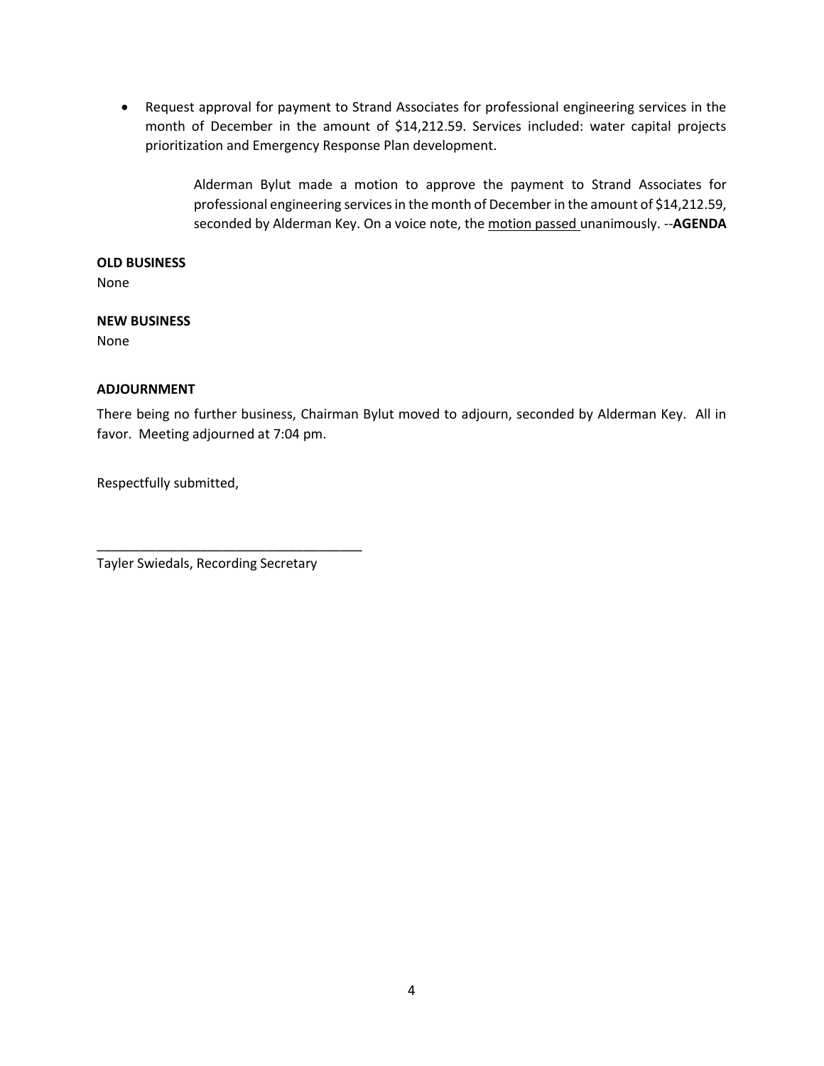- Request approval for payment to Strand Associates for professional engineering services in the month of December in the amount of $14,212.59. Services included: water capital projects prioritization and Emergency Response Plan development.

  > Alderman Bylut made a motion to approve the payment to Strand Associates for professional engineering services in the month of December in the amount of $14,212.59, seconded by Alderman Key. On a voice note, the motion passed unanimously. --**AGENDA**

**OLD BUSINESS**

None

**NEW BUSINESS**

None

**ADJOURNMENT**

There being no further business, Chairman Bylut moved to adjourn, seconded by Alderman Key. All in favor. Meeting adjourned at 7:04 pm.

Respectfully submitted,

____________________________________

Tayler Swiedals, Recording Secretary